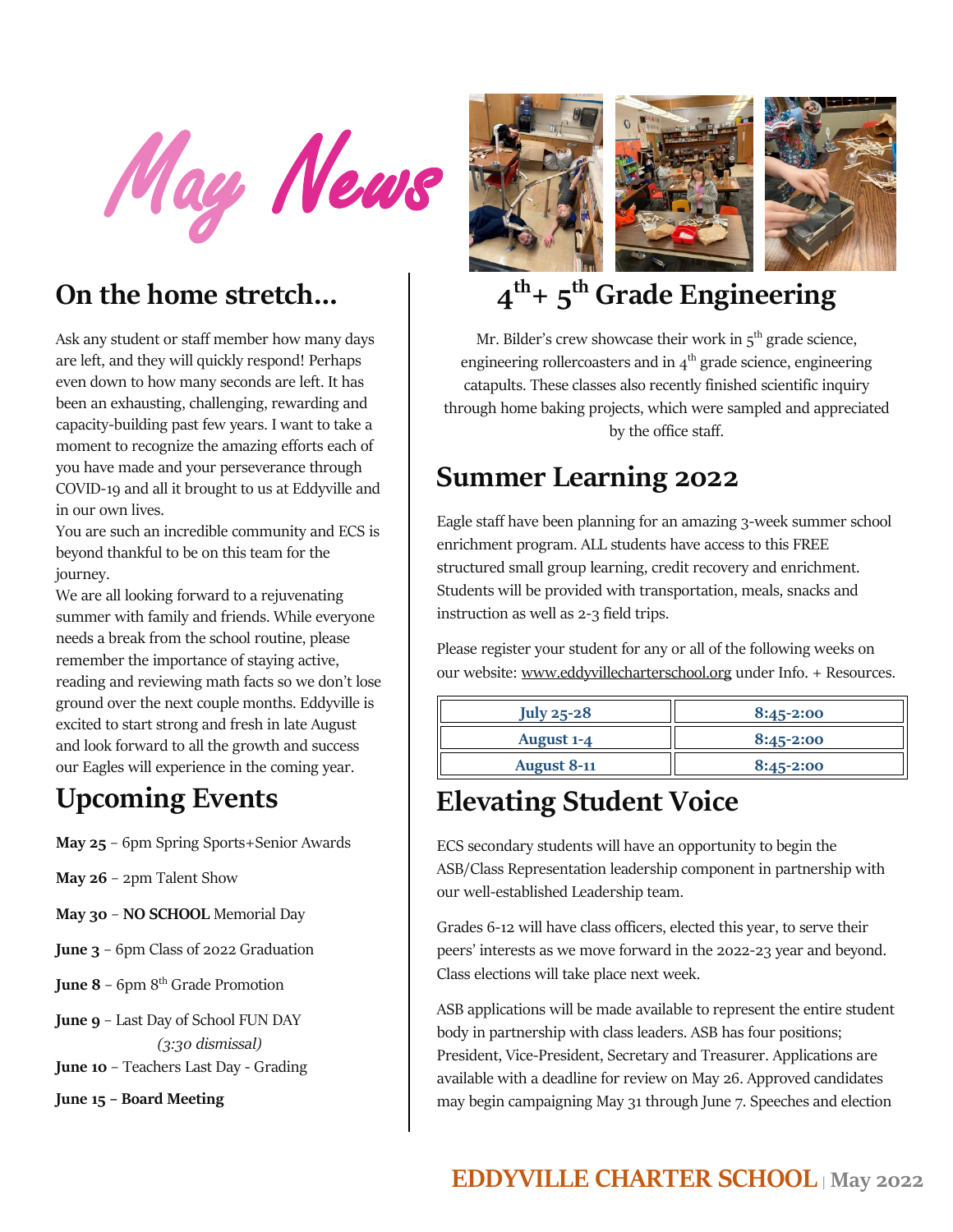# May News

## On the home stretch...

Ask any student or staff member how many days are left, and they will quickly respond! Perhaps even down to how many seconds are left. It has been an exhausting, challenging, rewarding and capacity-building past few years. I want to take a moment to recognize the amazing efforts each of you have made and your perseverance through COVID-19 and all it brought to us at Eddyville and in our own lives.

You are such an incredible community and ECS is beyond thankful to be on this team for the journey.

We are all looking forward to a rejuvenating summer with family and friends. While everyone needs a break from the school routine, please remember the importance of staying active, reading and reviewing math facts so we don't lose ground over the next couple months. Eddyville is excited to start strong and fresh in late August and look forward to all the growth and success our Eagles will experience in the coming year.

## Upcoming Events

**May 25** – 6pm Spring Sports+Senior Awards

**May 26** – 2pm Talent Show

**May 30** – **NO SCHOOL** Memorial Day

**June 3** – 6pm Class of 2022 Graduation

**June 8** – 6pm 8th Grade Promotion

**June 9** – Last Day of School FUN DAY *(3:30 dismissal)*

**June 10** – Teachers Last Day - Grading

**June 15** – **Board Meeting**

## 4th + 5th Grade Engineering

Mr. Bilder's crew showcase their work in 5th grade science, engineering rollercoasters and in 4th grade science, engineering catapults. These classes also recently finished scientific inquiry through home baking projects, which were sampled and appreciated by the office staff.

## Summer Learning 2022

Eagle staff have been planning for an amazing 3-week summer school enrichment program. ALL students have access to this FREE structured small group learning, credit recovery and enrichment. Students will be provided with transportation, meals, snacks and instruction as well as 2-3 field trips.

Please register your student for any or all of the following weeks on our website: www.eddyvillecharterschool.org under Info. + Resources.

| Week | Time |
|---|---|
| July 25-28 | 8:45-2:00 |
| August 1-4 | 8:45-2:00 |
| August 8-11 | 8:45-2:00 |

## Elevating Student Voice

ECS secondary students will have an opportunity to begin the ASB/Class Representation leadership component in partnership with our well-established Leadership team.

Grades 6-12 will have class officers, elected this year, to serve their peers' interests as we move forward in the 2022-23 year and beyond. Class elections will take place next week.

ASB applications will be made available to represent the entire student body in partnership with class leaders. ASB has four positions; President, Vice-President, Secretary and Treasurer. Applications are available with a deadline for review on May 26. Approved candidates may begin campaigning May 31 through June 7. Speeches and election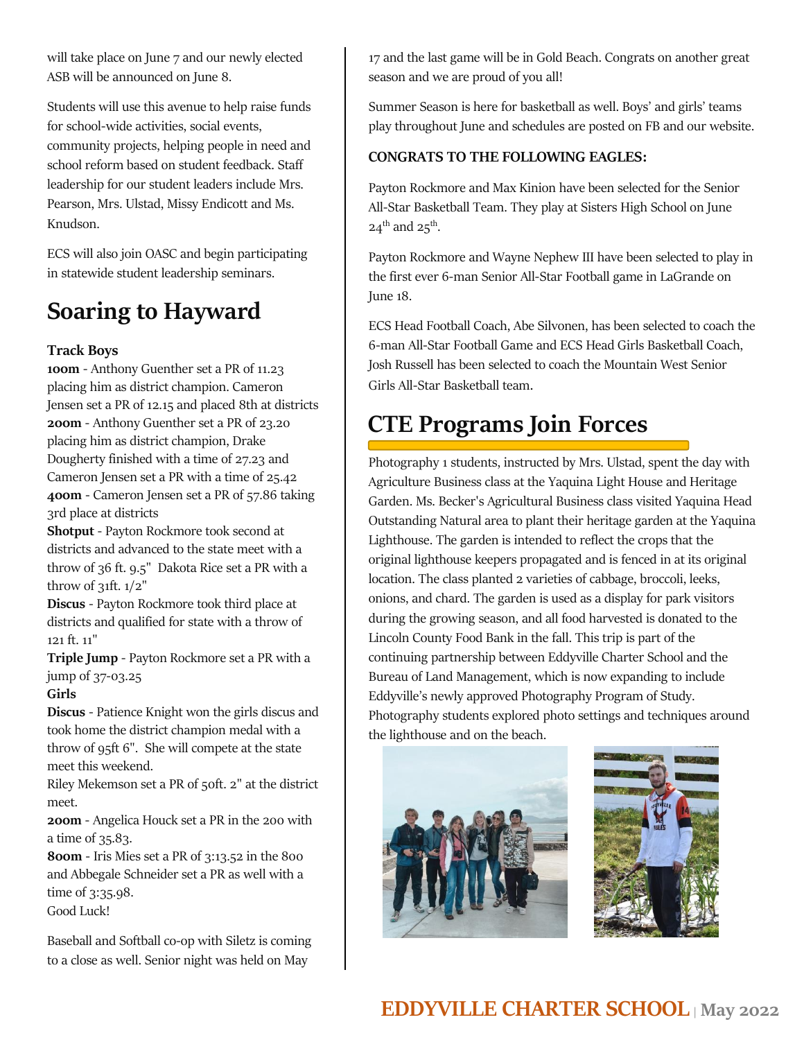will take place on June 7 and our newly elected ASB will be announced on June 8.

Students will use this avenue to help raise funds for school-wide activities, social events, community projects, helping people in need and school reform based on student feedback. Staff leadership for our student leaders include Mrs. Pearson, Mrs. Ulstad, Missy Endicott and Ms. Knudson.

ECS will also join OASC and begin participating in statewide student leadership seminars.

## Soaring to Hayward

**Track Boys**
**100m** - Anthony Guenther set a PR of 11.23 placing him as district champion. Cameron Jensen set a PR of 12.15 and placed 8th at districts
**200m** - Anthony Guenther set a PR of 23.20 placing him as district champion, Drake Dougherty finished with a time of 27.23 and Cameron Jensen set a PR with a time of 25.42
**400m** - Cameron Jensen set a PR of 57.86 taking 3rd place at districts
**Shotput** - Payton Rockmore took second at districts and advanced to the state meet with a throw of 36 ft. 9.5" Dakota Rice set a PR with a throw of 31ft. 1/2"
**Discus** - Payton Rockmore took third place at districts and qualified for state with a throw of 121 ft. 11"
**Triple Jump** - Payton Rockmore set a PR with a jump of 37-03.25
**Girls**
**Discus** - Patience Knight won the girls discus and took home the district champion medal with a throw of 95ft 6". She will compete at the state meet this weekend.
Riley Mekemson set a PR of 50ft. 2" at the district meet.
**200m** - Angelica Houck set a PR in the 200 with a time of 35.83.
**800m** - Iris Mies set a PR of 3:13.52 in the 800 and Abbegale Schneider set a PR as well with a time of 3:35.98.
Good Luck!

Baseball and Softball co-op with Siletz is coming to a close as well. Senior night was held on May 17 and the last game will be in Gold Beach. Congrats on another great season and we are proud of you all!

Summer Season is here for basketball as well. Boys' and girls' teams play throughout June and schedules are posted on FB and our website.

**CONGRATS TO THE FOLLOWING EAGLES:**

Payton Rockmore and Max Kinion have been selected for the Senior All-Star Basketball Team. They play at Sisters High School on June 24th and 25th.

Payton Rockmore and Wayne Nephew III have been selected to play in the first ever 6-man Senior All-Star Football game in LaGrande on June 18.

ECS Head Football Coach, Abe Silvonen, has been selected to coach the 6-man All-Star Football Game and ECS Head Girls Basketball Coach, Josh Russell has been selected to coach the Mountain West Senior Girls All-Star Basketball team.

## CTE Programs Join Forces

Photography 1 students, instructed by Mrs. Ulstad, spent the day with Agriculture Business class at the Yaquina Light House and Heritage Garden. Ms. Becker's Agricultural Business class visited Yaquina Head Outstanding Natural area to plant their heritage garden at the Yaquina Lighthouse. The garden is intended to reflect the crops that the original lighthouse keepers propagated and is fenced in at its original location. The class planted 2 varieties of cabbage, broccoli, leeks, onions, and chard. The garden is used as a display for park visitors during the growing season, and all food harvested is donated to the Lincoln County Food Bank in the fall. This trip is part of the continuing partnership between Eddyville Charter School and the Bureau of Land Management, which is now expanding to include Eddyville's newly approved Photography Program of Study. Photography students explored photo settings and techniques around the lighthouse and on the beach.